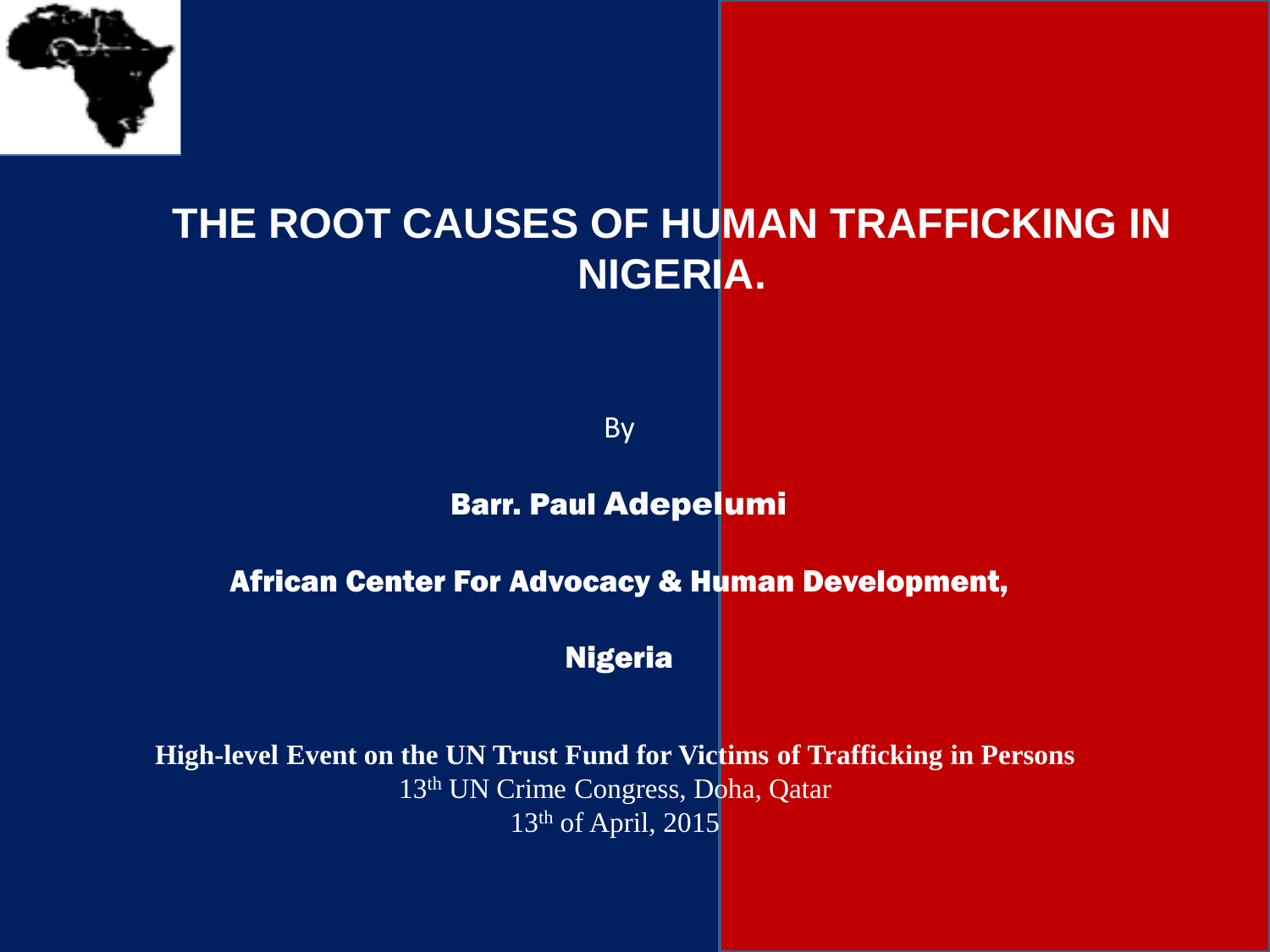# THE ROOT CAUSES OF HUMAN TRAFFICKING IN NIGERIA.

By

**Barr. Paul Adepelumi**

**African Center For Advocacy & Human Development,**

**Nigeria**

**High-level Event on the UN Trust Fund for Victims of Trafficking in Persons**

13th UN Crime Congress, Doha, Qatar

13th of April, 2015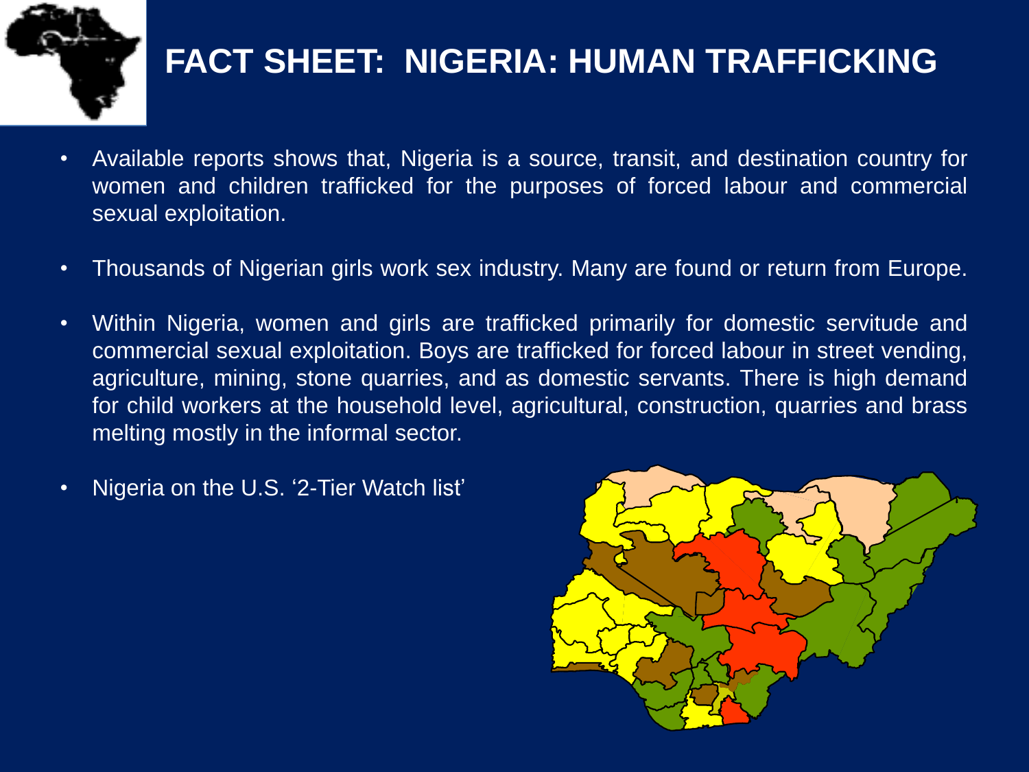# FACT SHEET: NIGERIA: HUMAN TRAFFICKING

- Available reports shows that, Nigeria is a source, transit, and destination country for women and children trafficked for the purposes of forced labour and commercial sexual exploitation.
- Thousands of Nigerian girls work sex industry. Many are found or return from Europe.
- Within Nigeria, women and girls are trafficked primarily for domestic servitude and commercial sexual exploitation. Boys are trafficked for forced labour in street vending, agriculture, mining, stone quarries, and as domestic servants. There is high demand for child workers at the household level, agricultural, construction, quarries and brass melting mostly in the informal sector.
- Nigeria on the U.S. '2-Tier Watch list'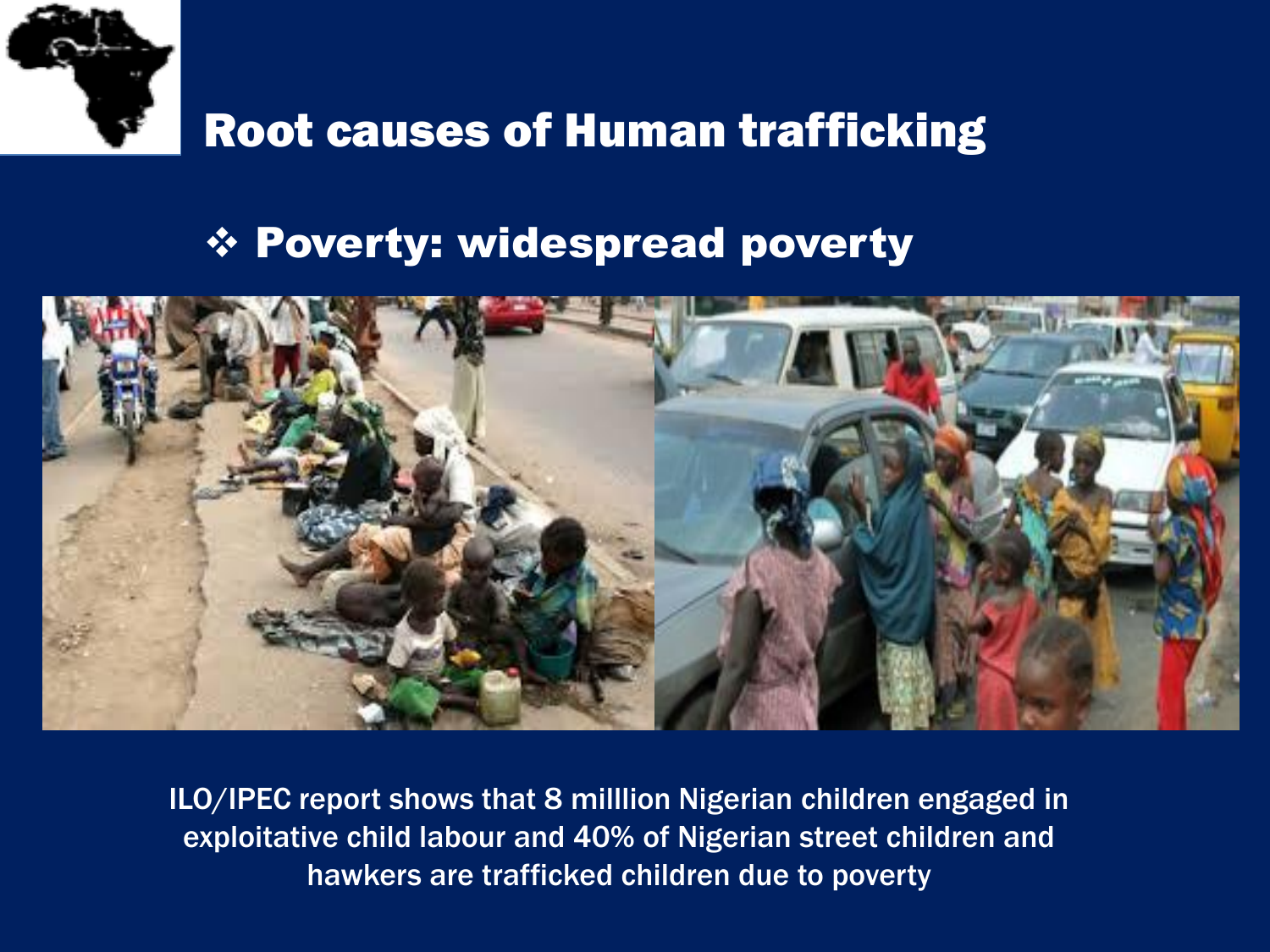# Root causes of Human trafficking

- **Poverty: widespread poverty**

ILO/IPEC report shows that 8 milllion Nigerian children engaged in exploitative child labour and 40% of Nigerian street children and hawkers are trafficked children due to poverty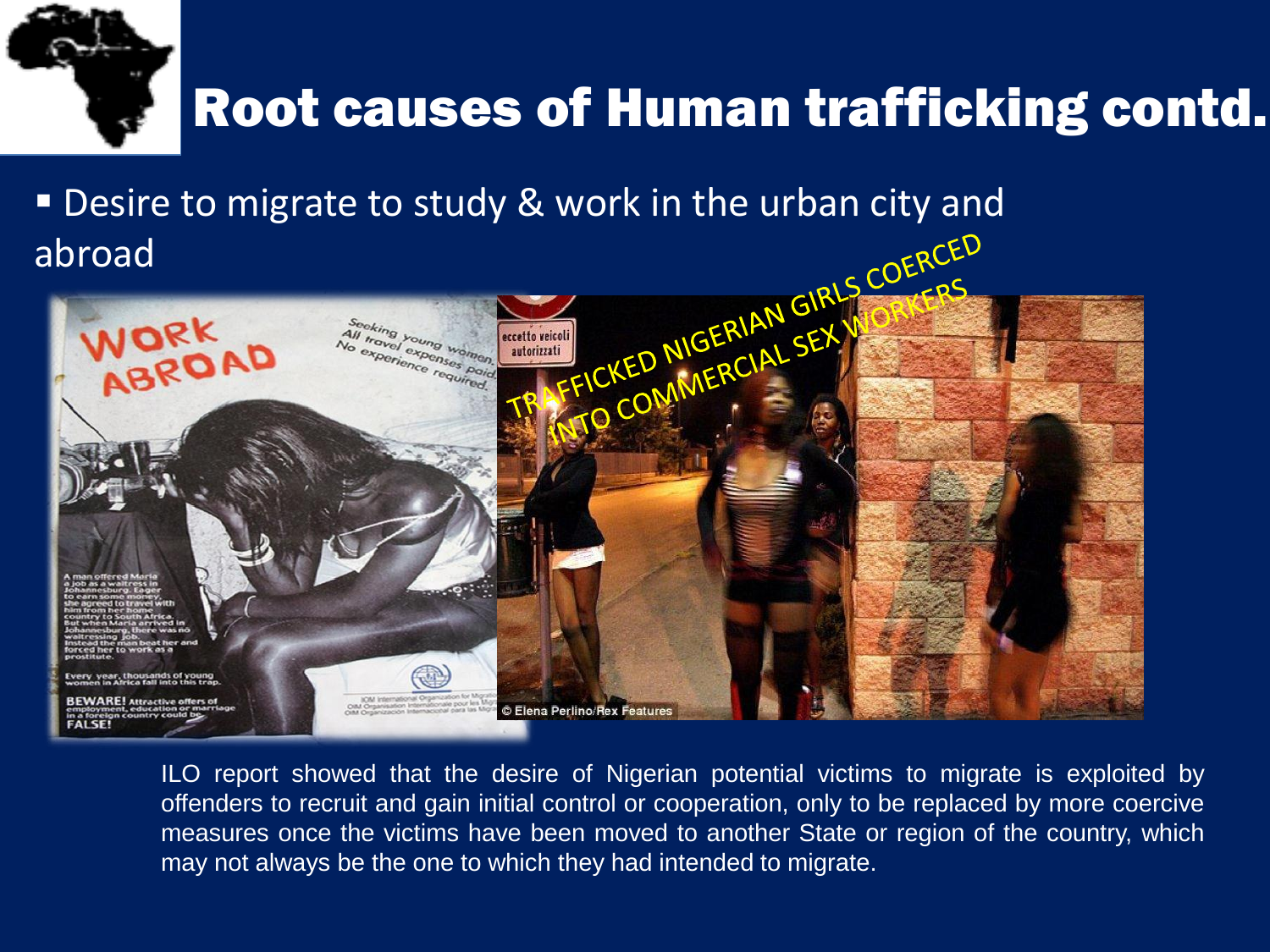# Root causes of Human trafficking contd.

- Desire to migrate to study & work in the urban city and abroad

TRAFFICKED NIGERIAN GIRLS COERCED INTO COMMERCIAL SEX WORKERS

ILO report showed that the desire of Nigerian potential victims to migrate is exploited by offenders to recruit and gain initial control or cooperation, only to be replaced by more coercive measures once the victims have been moved to another State or region of the country, which may not always be the one to which they had intended to migrate.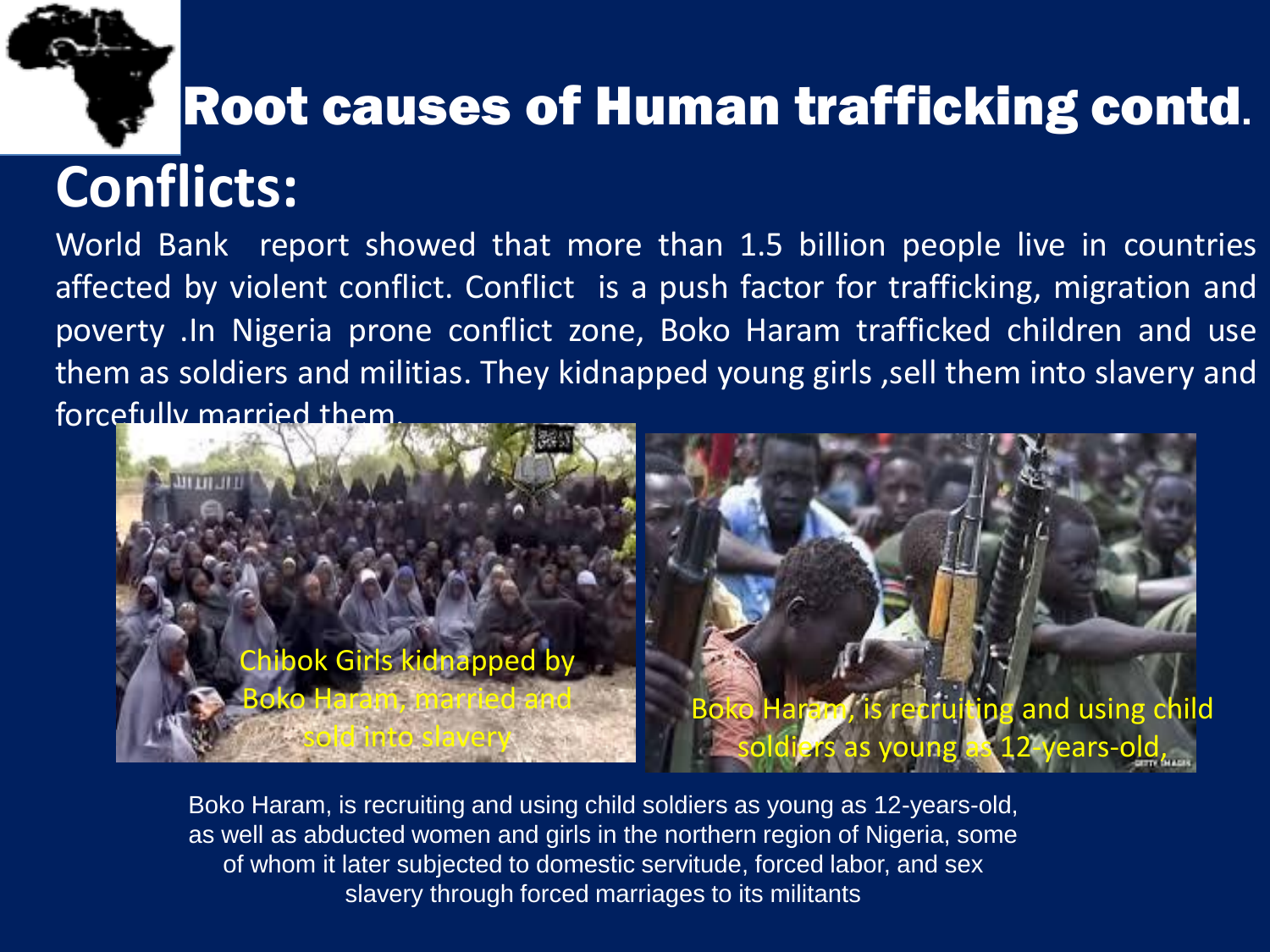# Root causes of Human trafficking contd.

## Conflicts:

World Bank report showed that more than 1.5 billion people live in countries affected by violent conflict. Conflict is a push factor for trafficking, migration and poverty .In Nigeria prone conflict zone, Boko Haram trafficked children and use them as soldiers and militias. They kidnapped young girls ,sell them into slavery and forcefully married them.

Chibok Girls kidnapped by Boko Haram, married and sold into slavery

Boko Haram, is recruiting and using child soldiers as young as 12-years-old,

Boko Haram, is recruiting and using child soldiers as young as 12-years-old, as well as abducted women and girls in the northern region of Nigeria, some of whom it later subjected to domestic servitude, forced labor, and sex slavery through forced marriages to its militants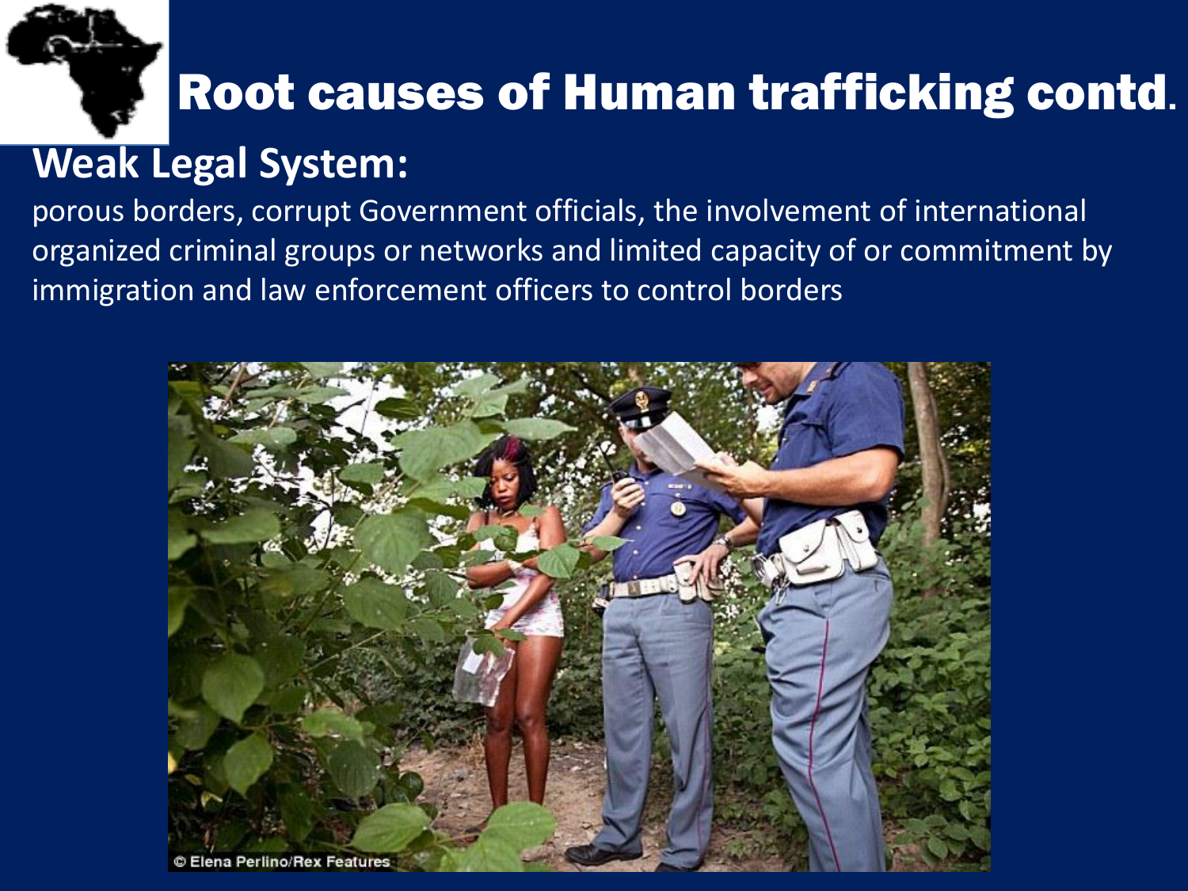# Root causes of Human trafficking contd.

## Weak Legal System:

porous borders, corrupt Government officials, the involvement of international organized criminal groups or networks and limited capacity of or commitment by immigration and law enforcement officers to control borders

© Elena Perlino/Rex Features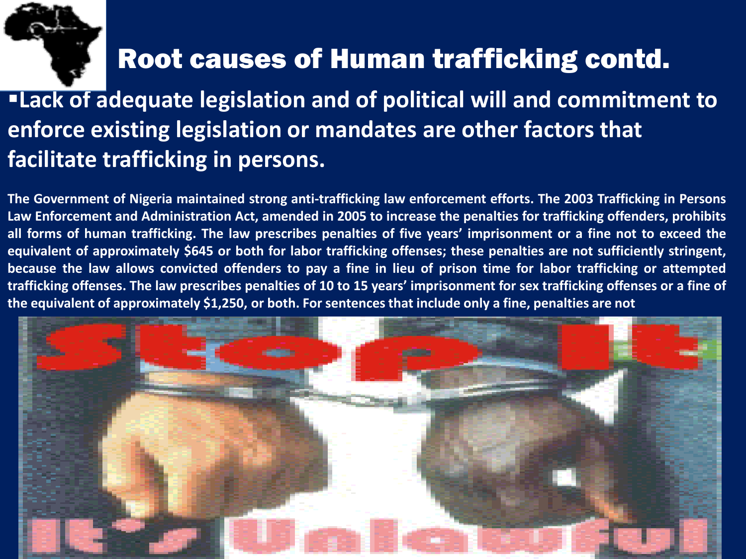# Root causes of Human trafficking contd.

- **Lack of adequate legislation and of political will and commitment to enforce existing legislation or mandates are other factors that facilitate trafficking in persons.**

**The Government of Nigeria maintained strong anti-trafficking law enforcement efforts. The 2003 Trafficking in Persons Law Enforcement and Administration Act, amended in 2005 to increase the penalties for trafficking offenders, prohibits all forms of human trafficking. The law prescribes penalties of five years' imprisonment or a fine not to exceed the equivalent of approximately $645 or both for labor trafficking offenses; these penalties are not sufficiently stringent, because the law allows convicted offenders to pay a fine in lieu of prison time for labor trafficking or attempted trafficking offenses. The law prescribes penalties of 10 to 15 years' imprisonment for sex trafficking offenses or a fine of the equivalent of approximately $1,250, or both. For sentences that include only a fine, penalties are not**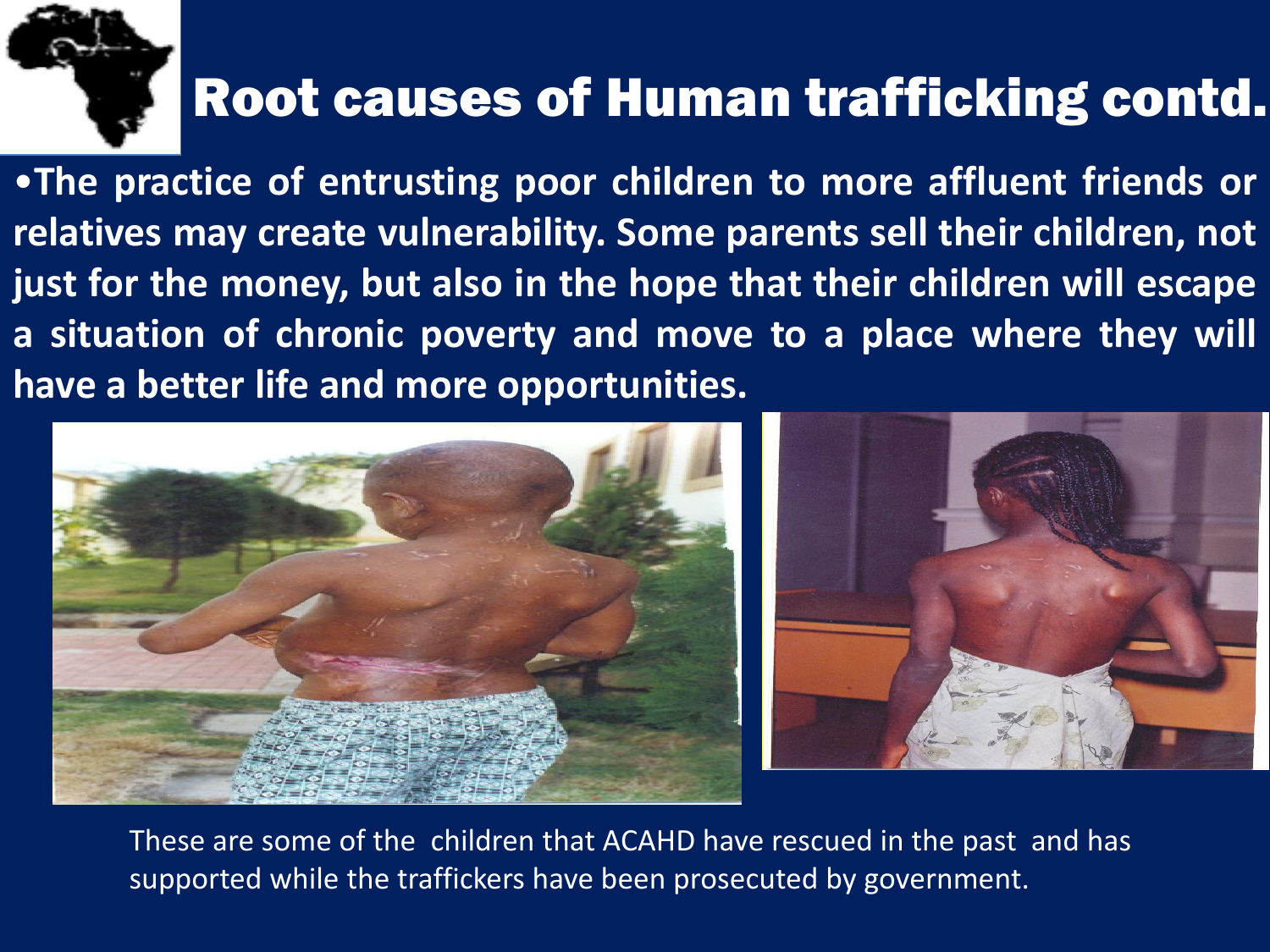# Root causes of Human trafficking contd.

- **The practice of entrusting poor children to more affluent friends or relatives may create vulnerability. Some parents sell their children, not just for the money, but also in the hope that their children will escape a situation of chronic poverty and move to a place where they will have a better life and more opportunities.**

These are some of the children that ACAHD have rescued in the past and has supported while the traffickers have been prosecuted by government.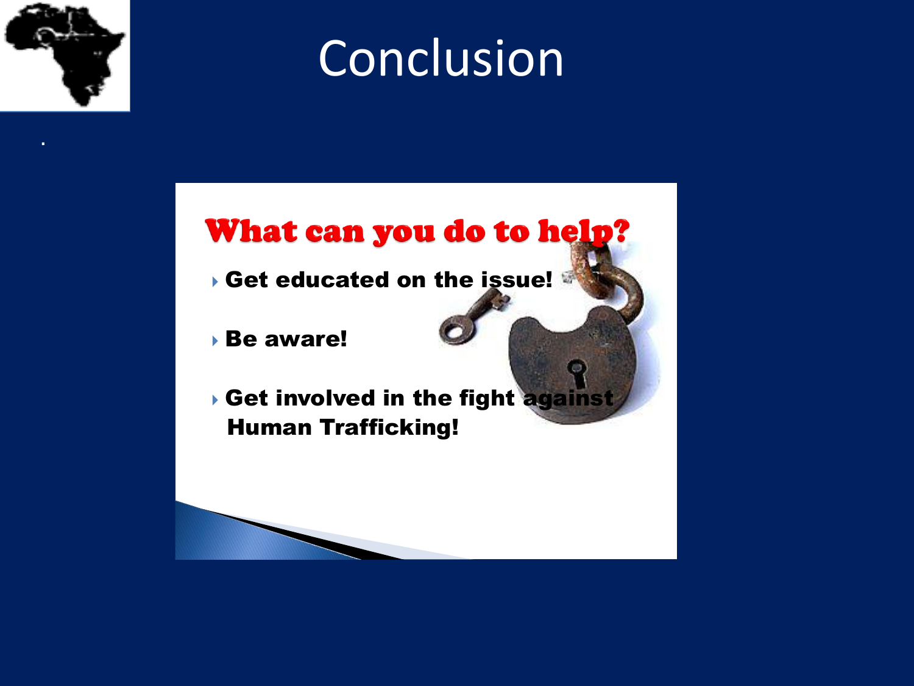# Conclusion

## What can you do to help?

- Get educated on the issue!
- Be aware!
- Get involved in the fight against Human Trafficking!